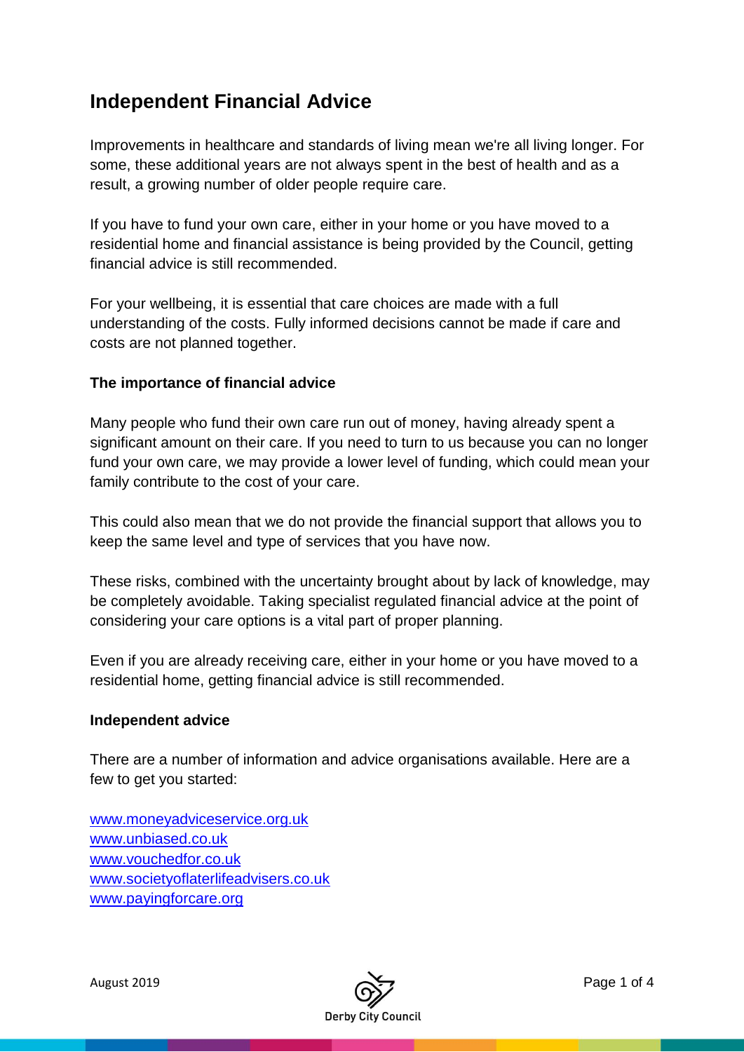# Independent Financial Advice

Improvements in healthcare and standards of living mean we're all living longer. For some, these additional years are not always spent in the best of health and as a result, a growing number of older people require care.

If you have to fund your own care, either in your home or you have moved to a residential home and financial assistance is being provided by the Council, getting financial advice is still recommended.

For your wellbeing, it is essential that care choices are made with a full understanding of the costs. Fully informed decisions cannot be made if care and costs are not planned together.

**The importance of financial advice**

Many people who fund their own care run out of money, having already spent a significant amount on their care. If you need to turn to us because you can no longer fund your own care, we may provide a lower level of funding, which could mean your family contribute to the cost of your care.

This could also mean that we do not provide the financial support that allows you to keep the same level and type of services that you have now.

These risks, combined with the uncertainty brought about by lack of knowledge, may be completely avoidable. Taking specialist regulated financial advice at the point of considering your care options is a vital part of proper planning.

Even if you are already receiving care, either in your home or you have moved to a residential home, getting financial advice is still recommended.

**Independent advice**

There are a number of information and advice organisations available. Here are a few to get you started:

www.moneyadviceservice.org.uk
www.unbiased.co.uk
www.vouchedfor.co.uk
www.societyoflaterlifeadvisers.co.uk
www.payingforcare.org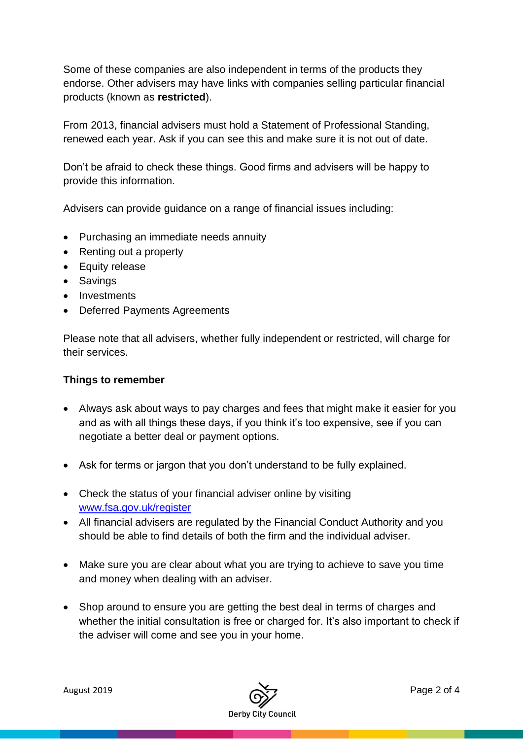Some of these companies are also independent in terms of the products they endorse. Other advisers may have links with companies selling particular financial products (known as **restricted**).

From 2013, financial advisers must hold a Statement of Professional Standing, renewed each year. Ask if you can see this and make sure it is not out of date.

Don't be afraid to check these things. Good firms and advisers will be happy to provide this information.

Advisers can provide guidance on a range of financial issues including:

- Purchasing an immediate needs annuity
- Renting out a property
- Equity release
- Savings
- Investments
- Deferred Payments Agreements

Please note that all advisers, whether fully independent or restricted, will charge for their services.

**Things to remember**

- Always ask about ways to pay charges and fees that might make it easier for you and as with all things these days, if you think it's too expensive, see if you can negotiate a better deal or payment options.
- Ask for terms or jargon that you don't understand to be fully explained.
- Check the status of your financial adviser online by visiting [www.fsa.gov.uk/register](http://www.fsa.gov.uk/register)
- All financial advisers are regulated by the Financial Conduct Authority and you should be able to find details of both the firm and the individual adviser.
- Make sure you are clear about what you are trying to achieve to save you time and money when dealing with an adviser.
- Shop around to ensure you are getting the best deal in terms of charges and whether the initial consultation is free or charged for. It's also important to check if the adviser will come and see you in your home.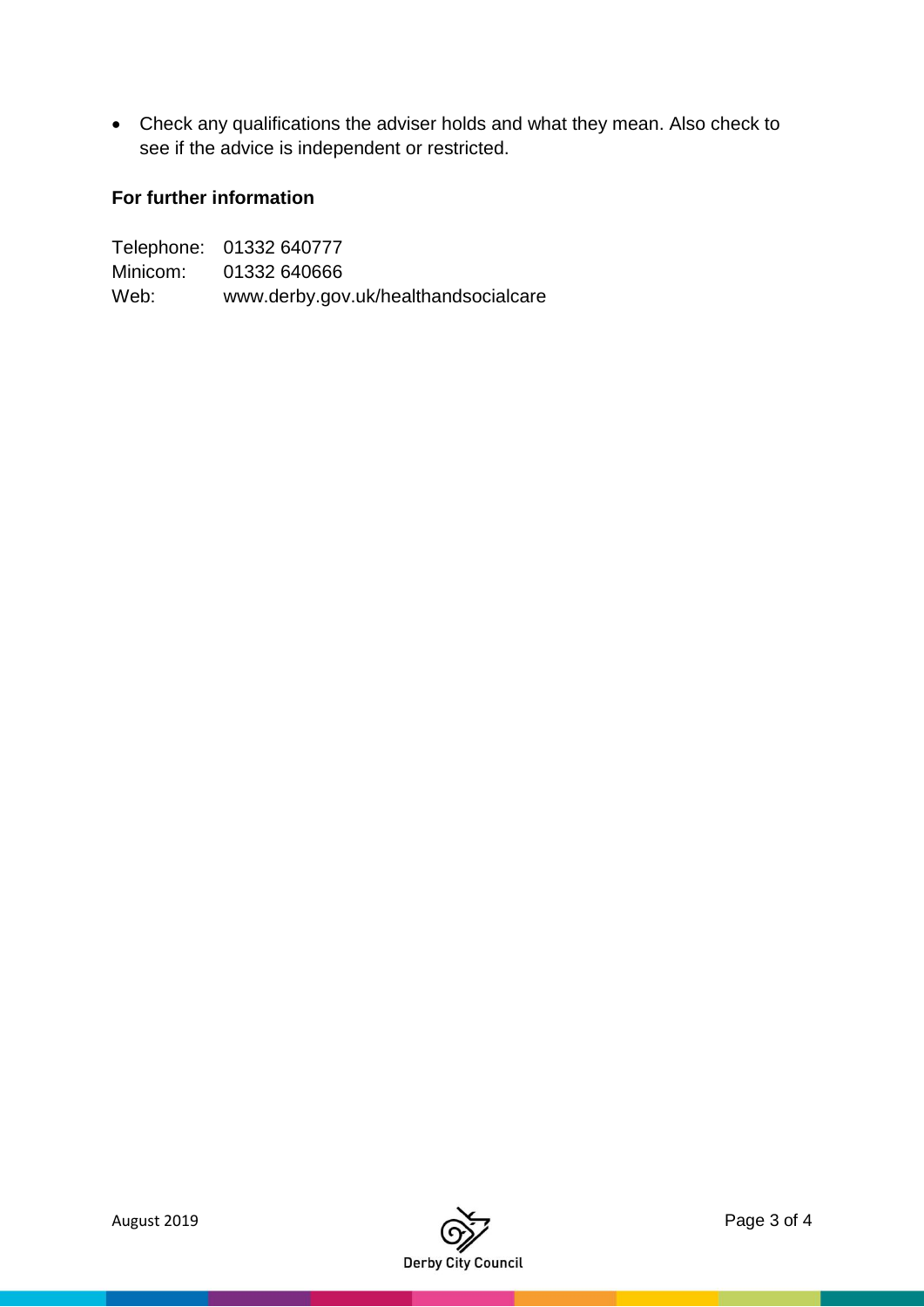- Check any qualifications the adviser holds and what they mean. Also check to see if the advice is independent or restricted.

**For further information**

Telephone: 01332 640777
Minicom: 01332 640666
Web: www.derby.gov.uk/healthandsocialcare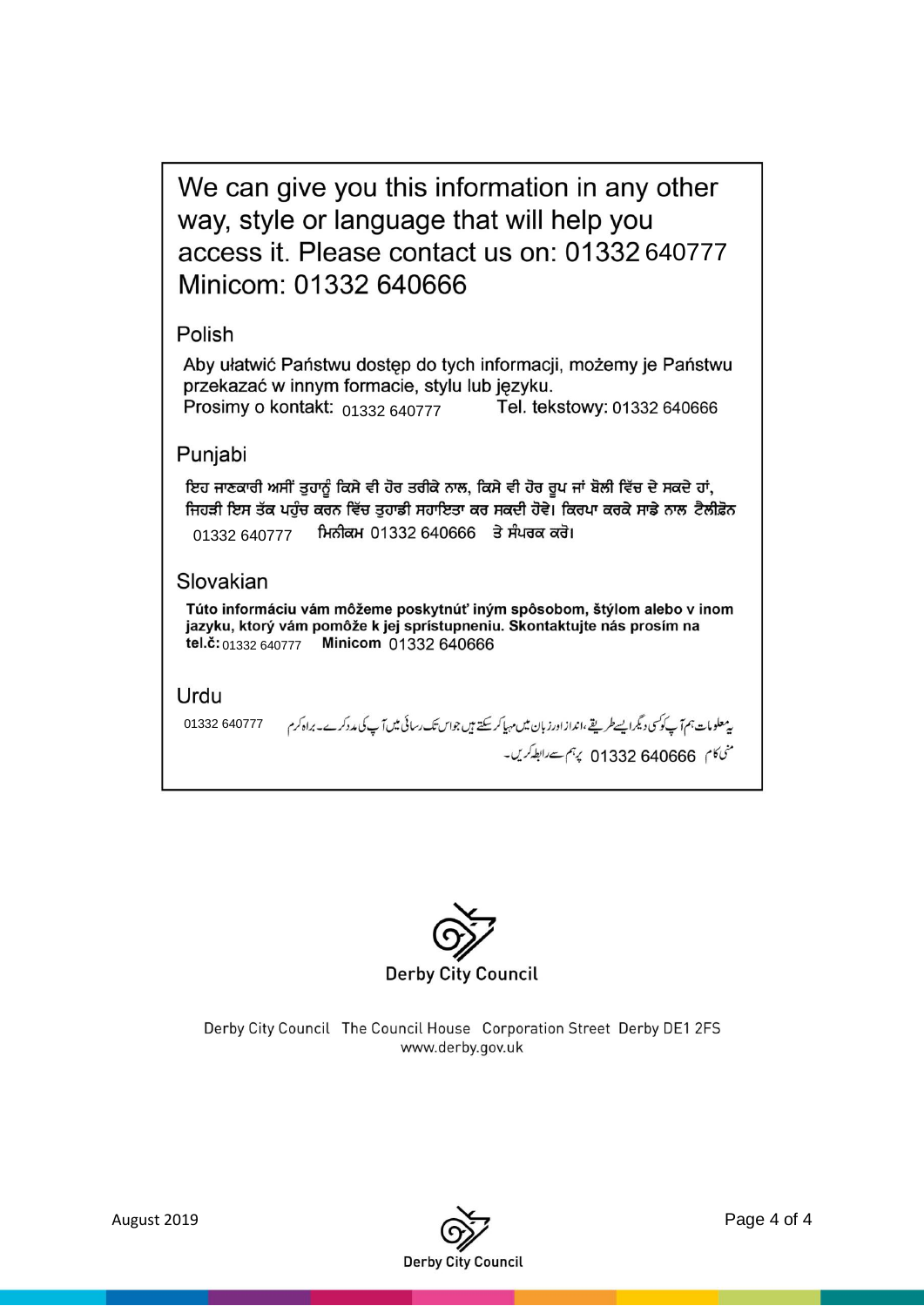We can give you this information in any other way, style or language that will help you access it. Please contact us on: 01332 640777 Minicom: 01332 640666

## Polish

Aby ułatwić Państwu dostęp do tych informacji, możemy je Państwu przekazać w innym formacie, stylu lub języku.
Prosimy o kontakt: 01332 640777 Tel. tekstowy: 01332 640666

## Punjabi

ਇਹ ਜਾਣਕਾਰੀ ਅਸੀਂ ਤੁਹਾਨੂੰ ਕਿਸੇ ਵੀ ਹੋਰ ਤਰੀਕੇ ਨਾਲ, ਕਿਸੇ ਵੀ ਹੋਰ ਰੂਪ ਜਾਂ ਬੋਲੀ ਵਿੱਚ ਦੇ ਸਕਦੇ ਹਾਂ, ਜਿਹੜੀ ਇਸ ਤੱਕ ਪਹੁੰਚ ਕਰਨ ਵਿੱਚ ਤੁਹਾਡੀ ਸਹਾਇਤਾ ਕਰ ਸਕਦੀ ਹੋਵੇ। ਕਿਰਪਾ ਕਰਕੇ ਸਾਡੇ ਨਾਲ ਟੈਲੀਫ਼ੋਨ 01332 640777 ਮਿਨੀਕਮ 01332 640666 ਤੇ ਸੰਪਰਕ ਕਰੋ।

## Slovakian

**Túto informáciu vám môžeme poskytnúť iným spôsobom, štýlom alebo v inom jazyku, ktorý vám pomôže k jej sprístupneniu. Skontaktujte nás prosím na tel.č:** 01332 640777 **Minicom** 01332 640666

## Urdu

یہ معلومات ہم آپ کوکسی دیگر ایسے طریقے، انداز اور زبان میں مہیا کر سکتے ہیں جو اس تک رسائی میں آپ کی مدد کرے۔ براہ کرم 01332 640777 منی کام 01332 640666 پر ہم سے رابطہ کریں۔

Derby City Council

Derby City Council The Council House Corporation Street Derby DE1 2FS
www.derby.gov.uk

August 2019